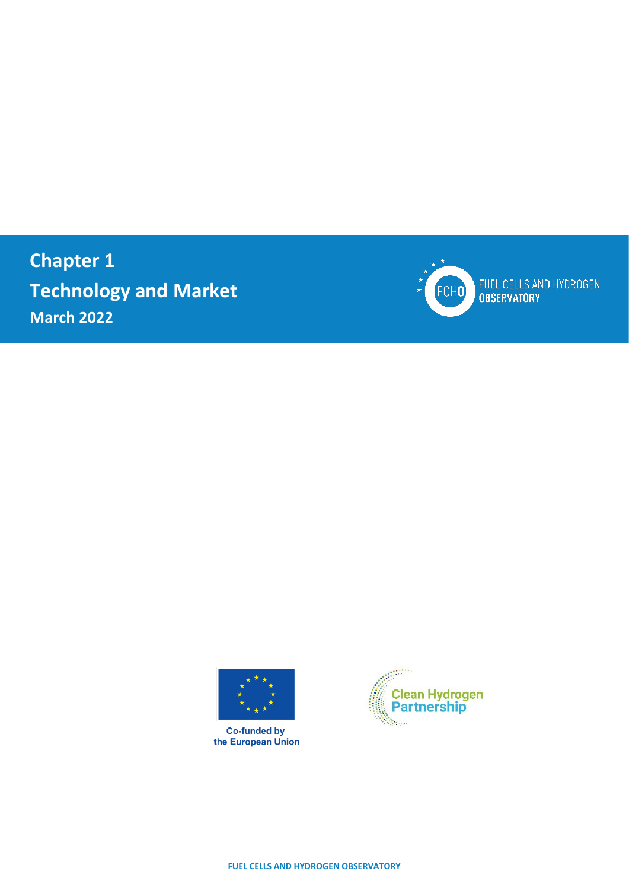# Chapter 1
# Technology and Market
**March 2022**

FUEL CELLS AND HYDROGEN OBSERVATORY

Co-funded by the European Union

Clean Hydrogen Partnership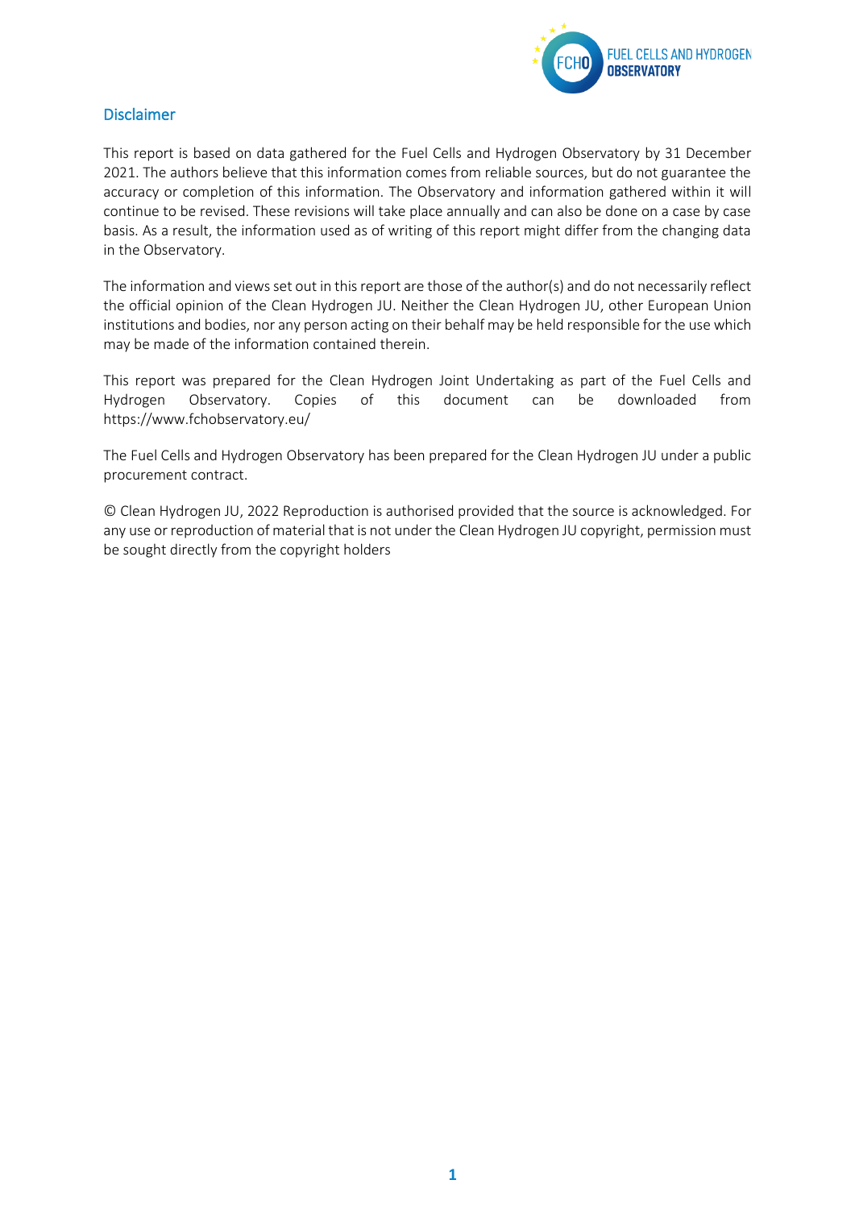## Disclaimer

This report is based on data gathered for the Fuel Cells and Hydrogen Observatory by 31 December 2021. The authors believe that this information comes from reliable sources, but do not guarantee the accuracy or completion of this information. The Observatory and information gathered within it will continue to be revised. These revisions will take place annually and can also be done on a case by case basis. As a result, the information used as of writing of this report might differ from the changing data in the Observatory.

The information and views set out in this report are those of the author(s) and do not necessarily reflect the official opinion of the Clean Hydrogen JU. Neither the Clean Hydrogen JU, other European Union institutions and bodies, nor any person acting on their behalf may be held responsible for the use which may be made of the information contained therein.

This report was prepared for the Clean Hydrogen Joint Undertaking as part of the Fuel Cells and Hydrogen Observatory. Copies of this document can be downloaded from https://www.fchobservatory.eu/

The Fuel Cells and Hydrogen Observatory has been prepared for the Clean Hydrogen JU under a public procurement contract.

© Clean Hydrogen JU, 2022 Reproduction is authorised provided that the source is acknowledged. For any use or reproduction of material that is not under the Clean Hydrogen JU copyright, permission must be sought directly from the copyright holders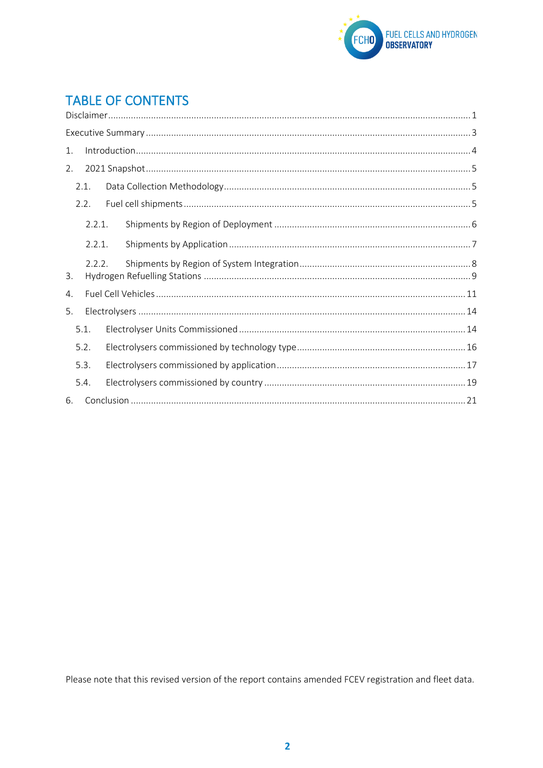# TABLE OF CONTENTS

Disclaimer ............................................................................................................................................ 1

Executive Summary .............................................................................................................................. 3

1. Introduction ..................................................................................................................................... 4
2. 2021 Snapshot .................................................................................................................................. 5
   - 2.1. Data Collection Methodology ................................................................................................. 5
   - 2.2. Fuel cell shipments ................................................................................................................. 5
     - 2.2.1. Shipments by Region of Deployment ............................................................................ 6
     - 2.2.1. Shipments by Application .............................................................................................. 7
     - 2.2.2. Shipments by Region of System Integration ................................................................... 8
3. Hydrogen Refuelling Stations ......................................................................................................... 9
4. Fuel Cell Vehicles ........................................................................................................................... 11
5. Electrolysers ................................................................................................................................... 14
   - 5.1. Electrolyser Units Commissioned ......................................................................................... 14
   - 5.2. Electrolysers commissioned by technology type .................................................................. 16
   - 5.3. Electrolysers commissioned by application .......................................................................... 17
   - 5.4. Electrolysers commissioned by country ............................................................................... 19
6. Conclusion ...................................................................................................................................... 21

Please note that this revised version of the report contains amended FCEV registration and fleet data.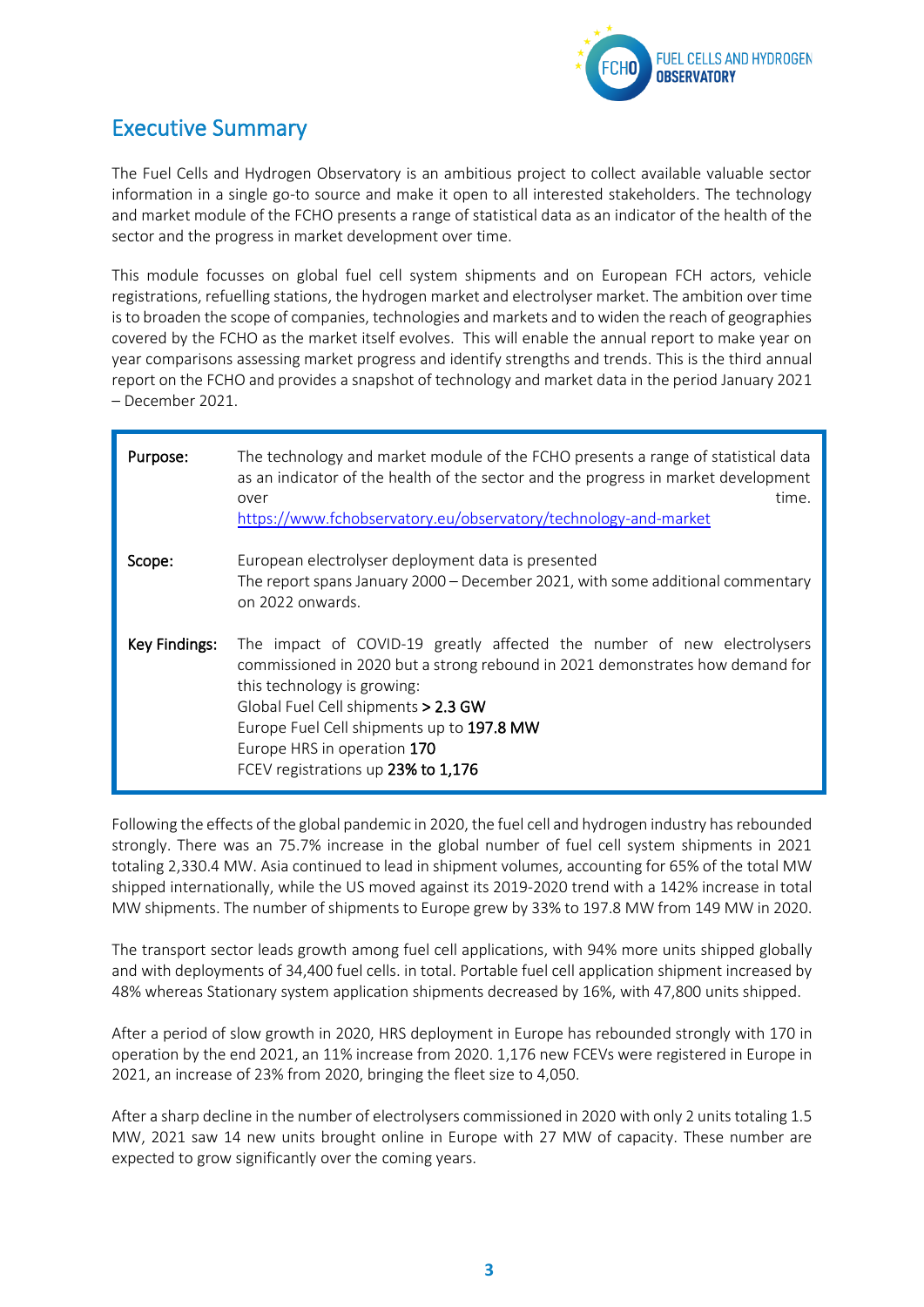# Executive Summary

The Fuel Cells and Hydrogen Observatory is an ambitious project to collect available valuable sector information in a single go-to source and make it open to all interested stakeholders. The technology and market module of the FCHO presents a range of statistical data as an indicator of the health of the sector and the progress in market development over time.

This module focusses on global fuel cell system shipments and on European FCH actors, vehicle registrations, refuelling stations, the hydrogen market and electrolyser market. The ambition over time is to broaden the scope of companies, technologies and markets and to widen the reach of geographies covered by the FCHO as the market itself evolves. This will enable the annual report to make year on year comparisons assessing market progress and identify strengths and trends. This is the third annual report on the FCHO and provides a snapshot of technology and market data in the period January 2021 – December 2021.

| | |
|---|---|
| **Purpose:** | The technology and market module of the FCHO presents a range of statistical data as an indicator of the health of the sector and the progress in market development over time. [https://www.fchobservatory.eu/observatory/technology-and-market](https://www.fchobservatory.eu/observatory/technology-and-market) |
| **Scope:** | European electrolyser deployment data is presented<br>The report spans January 2000 – December 2021, with some additional commentary on 2022 onwards. |
| **Key Findings:** | The impact of COVID-19 greatly affected the number of new electrolysers commissioned in 2020 but a strong rebound in 2021 demonstrates how demand for this technology is growing:<br>Global Fuel Cell shipments **> 2.3 GW**<br>Europe Fuel Cell shipments up to **197.8 MW**<br>Europe HRS in operation **170**<br>FCEV registrations up **23% to 1,176** |

Following the effects of the global pandemic in 2020, the fuel cell and hydrogen industry has rebounded strongly. There was an 75.7% increase in the global number of fuel cell system shipments in 2021 totaling 2,330.4 MW. Asia continued to lead in shipment volumes, accounting for 65% of the total MW shipped internationally, while the US moved against its 2019-2020 trend with a 142% increase in total MW shipments. The number of shipments to Europe grew by 33% to 197.8 MW from 149 MW in 2020.

The transport sector leads growth among fuel cell applications, with 94% more units shipped globally and with deployments of 34,400 fuel cells. in total. Portable fuel cell application shipment increased by 48% whereas Stationary system application shipments decreased by 16%, with 47,800 units shipped.

After a period of slow growth in 2020, HRS deployment in Europe has rebounded strongly with 170 in operation by the end 2021, an 11% increase from 2020. 1,176 new FCEVs were registered in Europe in 2021, an increase of 23% from 2020, bringing the fleet size to 4,050.

After a sharp decline in the number of electrolysers commissioned in 2020 with only 2 units totaling 1.5 MW, 2021 saw 14 new units brought online in Europe with 27 MW of capacity. These number are expected to grow significantly over the coming years.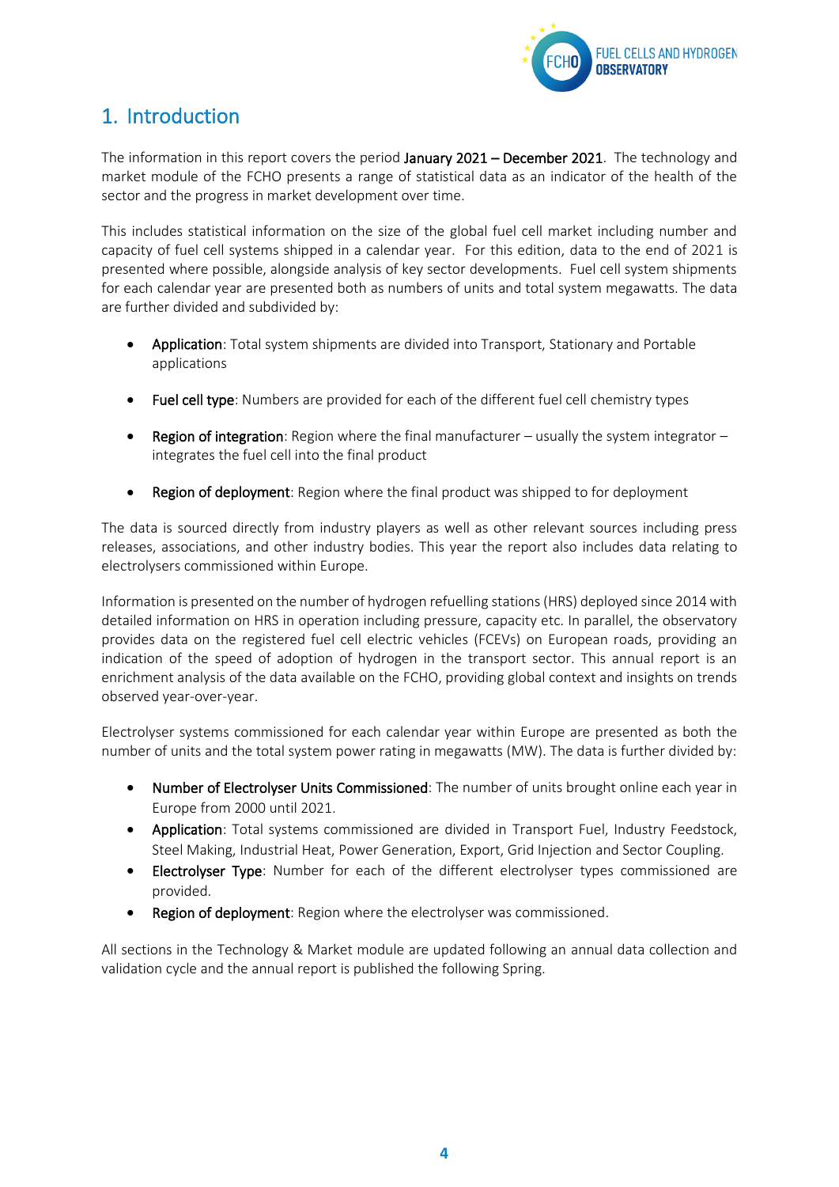# 1. Introduction

The information in this report covers the period **January 2021 – December 2021**. The technology and market module of the FCHO presents a range of statistical data as an indicator of the health of the sector and the progress in market development over time.

This includes statistical information on the size of the global fuel cell market including number and capacity of fuel cell systems shipped in a calendar year. For this edition, data to the end of 2021 is presented where possible, alongside analysis of key sector developments. Fuel cell system shipments for each calendar year are presented both as numbers of units and total system megawatts. The data are further divided and subdivided by:

- **Application**: Total system shipments are divided into Transport, Stationary and Portable applications
- **Fuel cell type**: Numbers are provided for each of the different fuel cell chemistry types
- **Region of integration**: Region where the final manufacturer – usually the system integrator – integrates the fuel cell into the final product
- **Region of deployment**: Region where the final product was shipped to for deployment

The data is sourced directly from industry players as well as other relevant sources including press releases, associations, and other industry bodies. This year the report also includes data relating to electrolysers commissioned within Europe.

Information is presented on the number of hydrogen refuelling stations (HRS) deployed since 2014 with detailed information on HRS in operation including pressure, capacity etc. In parallel, the observatory provides data on the registered fuel cell electric vehicles (FCEVs) on European roads, providing an indication of the speed of adoption of hydrogen in the transport sector. This annual report is an enrichment analysis of the data available on the FCHO, providing global context and insights on trends observed year-over-year.

Electrolyser systems commissioned for each calendar year within Europe are presented as both the number of units and the total system power rating in megawatts (MW). The data is further divided by:

- **Number of Electrolyser Units Commissioned**: The number of units brought online each year in Europe from 2000 until 2021.
- **Application**: Total systems commissioned are divided in Transport Fuel, Industry Feedstock, Steel Making, Industrial Heat, Power Generation, Export, Grid Injection and Sector Coupling.
- **Electrolyser Type**: Number for each of the different electrolyser types commissioned are provided.
- **Region of deployment**: Region where the electrolyser was commissioned.

All sections in the Technology & Market module are updated following an annual data collection and validation cycle and the annual report is published the following Spring.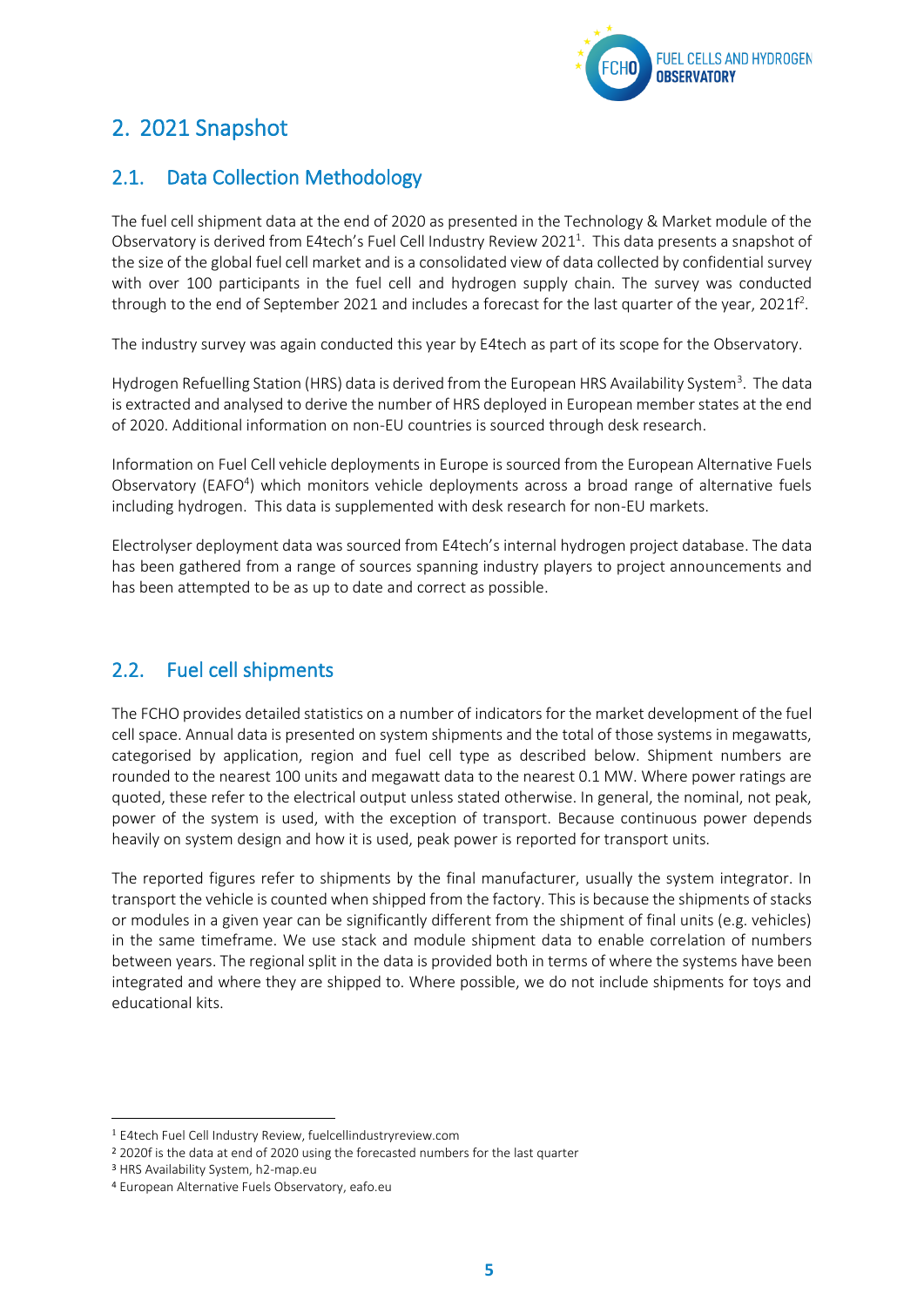## 2. 2021 Snapshot

### 2.1. Data Collection Methodology

The fuel cell shipment data at the end of 2020 as presented in the Technology & Market module of the Observatory is derived from E4tech's Fuel Cell Industry Review 2021[1]. This data presents a snapshot of the size of the global fuel cell market and is a consolidated view of data collected by confidential survey with over 100 participants in the fuel cell and hydrogen supply chain. The survey was conducted through to the end of September 2021 and includes a forecast for the last quarter of the year, 2021f[2].

The industry survey was again conducted this year by E4tech as part of its scope for the Observatory.

Hydrogen Refuelling Station (HRS) data is derived from the European HRS Availability System[3]. The data is extracted and analysed to derive the number of HRS deployed in European member states at the end of 2020. Additional information on non-EU countries is sourced through desk research.

Information on Fuel Cell vehicle deployments in Europe is sourced from the European Alternative Fuels Observatory (EAFO[4]) which monitors vehicle deployments across a broad range of alternative fuels including hydrogen. This data is supplemented with desk research for non-EU markets.

Electrolyser deployment data was sourced from E4tech's internal hydrogen project database. The data has been gathered from a range of sources spanning industry players to project announcements and has been attempted to be as up to date and correct as possible.

### 2.2. Fuel cell shipments

The FCHO provides detailed statistics on a number of indicators for the market development of the fuel cell space. Annual data is presented on system shipments and the total of those systems in megawatts, categorised by application, region and fuel cell type as described below. Shipment numbers are rounded to the nearest 100 units and megawatt data to the nearest 0.1 MW. Where power ratings are quoted, these refer to the electrical output unless stated otherwise. In general, the nominal, not peak, power of the system is used, with the exception of transport. Because continuous power depends heavily on system design and how it is used, peak power is reported for transport units.

The reported figures refer to shipments by the final manufacturer, usually the system integrator. In transport the vehicle is counted when shipped from the factory. This is because the shipments of stacks or modules in a given year can be significantly different from the shipment of final units (e.g. vehicles) in the same timeframe. We use stack and module shipment data to enable correlation of numbers between years. The regional split in the data is provided both in terms of where the systems have been integrated and where they are shipped to. Where possible, we do not include shipments for toys and educational kits.

---

[1] E4tech Fuel Cell Industry Review, fuelcellindustryreview.com

[2] 2020f is the data at end of 2020 using the forecasted numbers for the last quarter

[3] HRS Availability System, h2-map.eu

[4] European Alternative Fuels Observatory, eafo.eu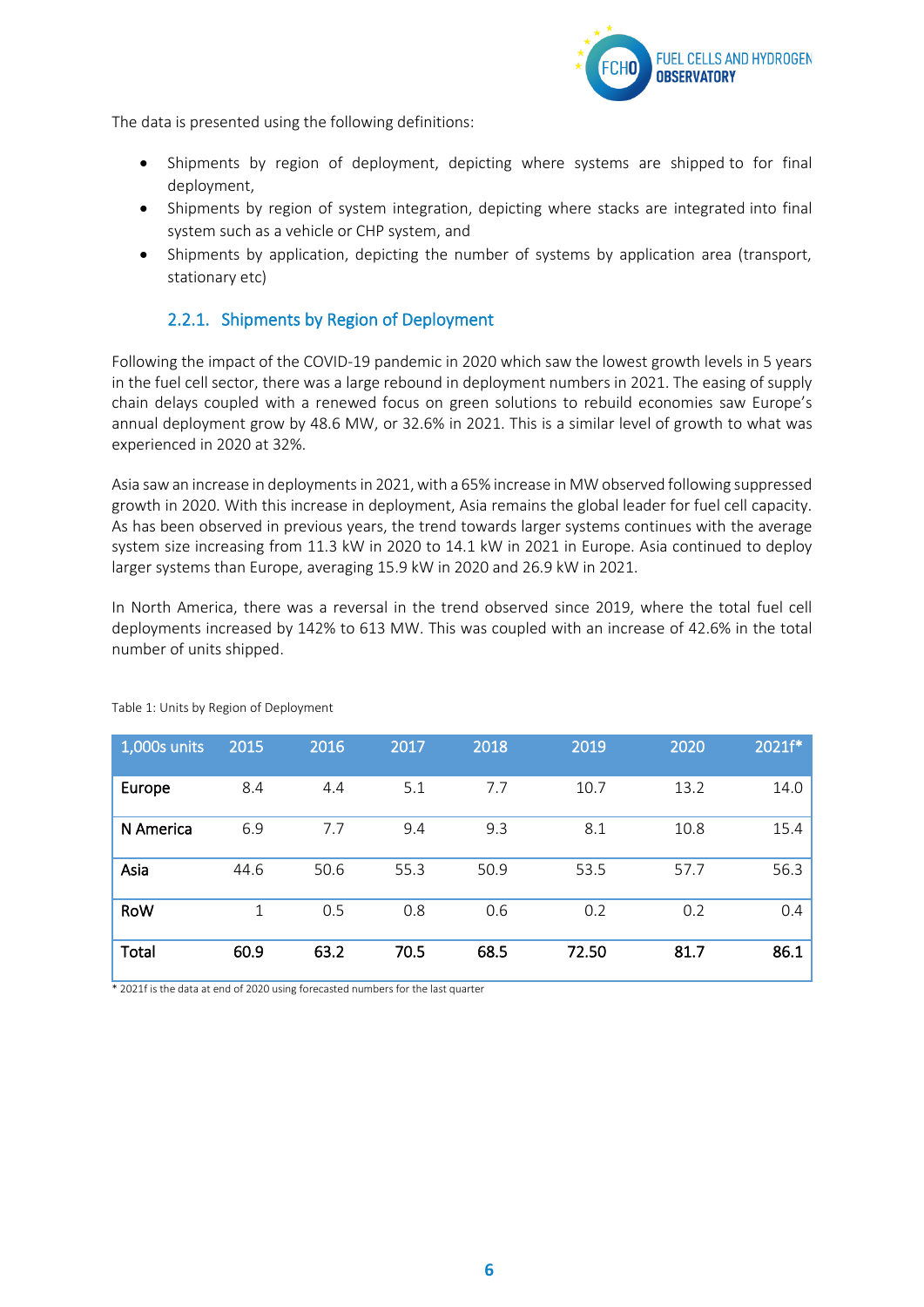The data is presented using the following definitions:

- Shipments by region of deployment, depicting where systems are shipped to for final deployment,
- Shipments by region of system integration, depicting where stacks are integrated into final system such as a vehicle or CHP system, and
- Shipments by application, depicting the number of systems by application area (transport, stationary etc)

### 2.2.1. Shipments by Region of Deployment

Following the impact of the COVID-19 pandemic in 2020 which saw the lowest growth levels in 5 years in the fuel cell sector, there was a large rebound in deployment numbers in 2021. The easing of supply chain delays coupled with a renewed focus on green solutions to rebuild economies saw Europe's annual deployment grow by 48.6 MW, or 32.6% in 2021. This is a similar level of growth to what was experienced in 2020 at 32%.

Asia saw an increase in deployments in 2021, with a 65% increase in MW observed following suppressed growth in 2020. With this increase in deployment, Asia remains the global leader for fuel cell capacity. As has been observed in previous years, the trend towards larger systems continues with the average system size increasing from 11.3 kW in 2020 to 14.1 kW in 2021 in Europe. Asia continued to deploy larger systems than Europe, averaging 15.9 kW in 2020 and 26.9 kW in 2021.

In North America, there was a reversal in the trend observed since 2019, where the total fuel cell deployments increased by 142% to 613 MW. This was coupled with an increase of 42.6% in the total number of units shipped.

Table 1: Units by Region of Deployment

| 1,000s units | 2015 | 2016 | 2017 | 2018 | 2019 | 2020 | 2021f* |
|---|---|---|---|---|---|---|---|
| Europe | 8.4 | 4.4 | 5.1 | 7.7 | 10.7 | 13.2 | 14.0 |
| N America | 6.9 | 7.7 | 9.4 | 9.3 | 8.1 | 10.8 | 15.4 |
| Asia | 44.6 | 50.6 | 55.3 | 50.9 | 53.5 | 57.7 | 56.3 |
| RoW | 1 | 0.5 | 0.8 | 0.6 | 0.2 | 0.2 | 0.4 |
| **Total** | **60.9** | **63.2** | **70.5** | **68.5** | **72.50** | **81.7** | **86.1** |

\* 2021f is the data at end of 2020 using forecasted numbers for the last quarter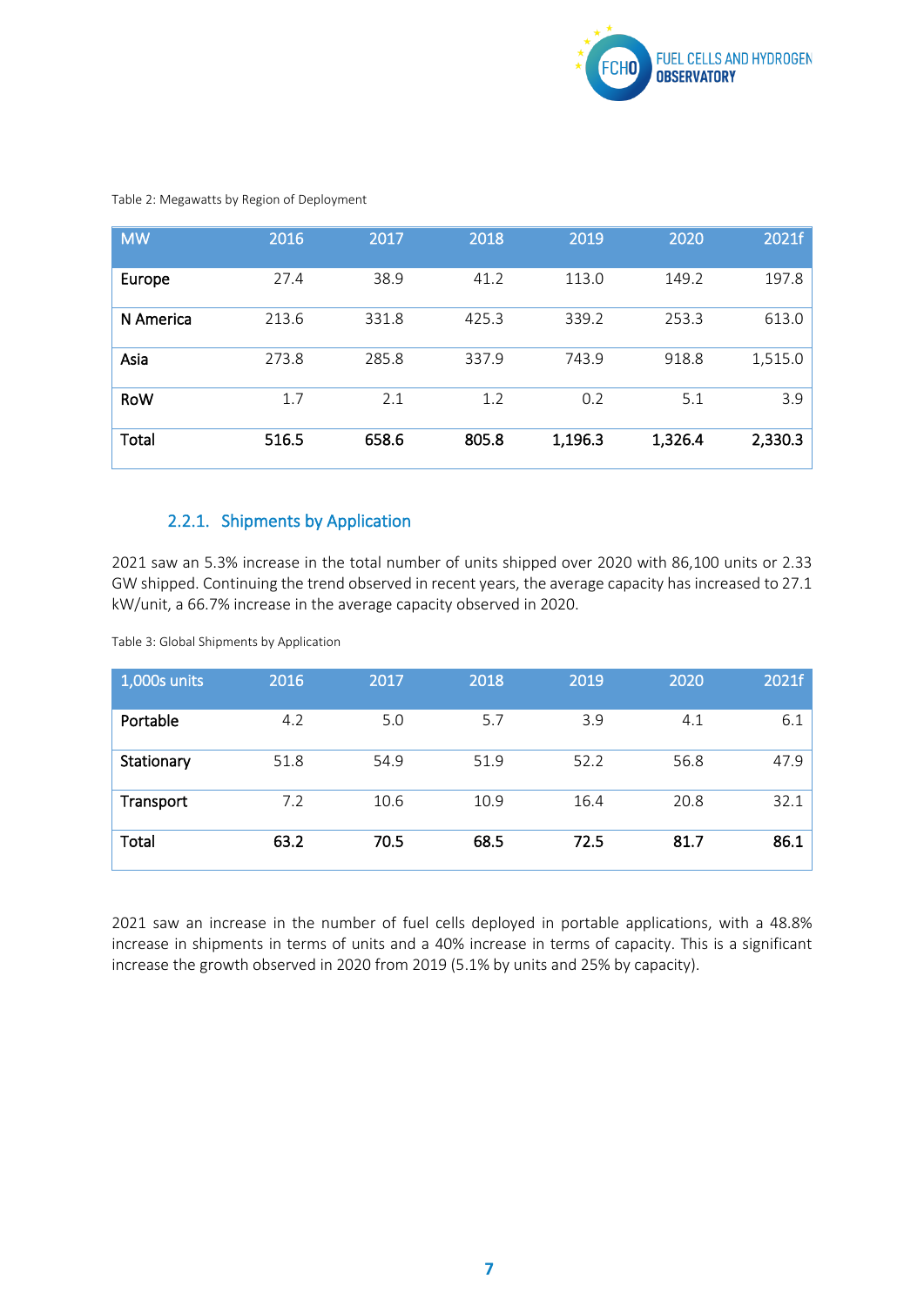Table 2: Megawatts by Region of Deployment

| MW | 2016 | 2017 | 2018 | 2019 | 2020 | 2021f |
|---|---|---|---|---|---|---|
| Europe | 27.4 | 38.9 | 41.2 | 113.0 | 149.2 | 197.8 |
| N America | 213.6 | 331.8 | 425.3 | 339.2 | 253.3 | 613.0 |
| Asia | 273.8 | 285.8 | 337.9 | 743.9 | 918.8 | 1,515.0 |
| RoW | 1.7 | 2.1 | 1.2 | 0.2 | 5.1 | 3.9 |
| **Total** | **516.5** | **658.6** | **805.8** | **1,196.3** | **1,326.4** | **2,330.3** |

### 2.2.1. Shipments by Application

2021 saw an 5.3% increase in the total number of units shipped over 2020 with 86,100 units or 2.33 GW shipped. Continuing the trend observed in recent years, the average capacity has increased to 27.1 kW/unit, a 66.7% increase in the average capacity observed in 2020.

Table 3: Global Shipments by Application

| 1,000s units | 2016 | 2017 | 2018 | 2019 | 2020 | 2021f |
|---|---|---|---|---|---|---|
| Portable | 4.2 | 5.0 | 5.7 | 3.9 | 4.1 | 6.1 |
| Stationary | 51.8 | 54.9 | 51.9 | 52.2 | 56.8 | 47.9 |
| Transport | 7.2 | 10.6 | 10.9 | 16.4 | 20.8 | 32.1 |
| **Total** | **63.2** | **70.5** | **68.5** | **72.5** | **81.7** | **86.1** |

2021 saw an increase in the number of fuel cells deployed in portable applications, with a 48.8% increase in shipments in terms of units and a 40% increase in terms of capacity. This is a significant increase the growth observed in 2020 from 2019 (5.1% by units and 25% by capacity).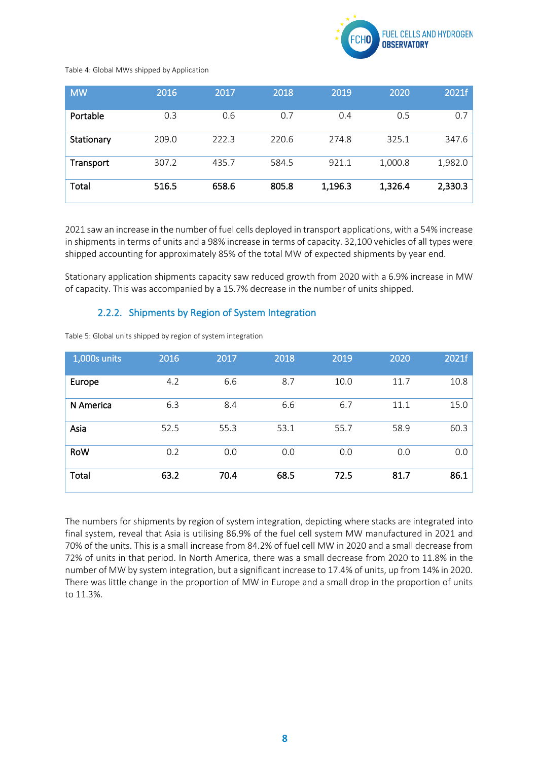Table 4: Global MWs shipped by Application

| MW | 2016 | 2017 | 2018 | 2019 | 2020 | 2021f |
|---|---|---|---|---|---|---|
| Portable | 0.3 | 0.6 | 0.7 | 0.4 | 0.5 | 0.7 |
| Stationary | 209.0 | 222.3 | 220.6 | 274.8 | 325.1 | 347.6 |
| Transport | 307.2 | 435.7 | 584.5 | 921.1 | 1,000.8 | 1,982.0 |
| **Total** | **516.5** | **658.6** | **805.8** | **1,196.3** | **1,326.4** | **2,330.3** |

2021 saw an increase in the number of fuel cells deployed in transport applications, with a 54% increase in shipments in terms of units and a 98% increase in terms of capacity. 32,100 vehicles of all types were shipped accounting for approximately 85% of the total MW of expected shipments by year end.

Stationary application shipments capacity saw reduced growth from 2020 with a 6.9% increase in MW of capacity. This was accompanied by a 15.7% decrease in the number of units shipped.

### 2.2.2. Shipments by Region of System Integration

Table 5: Global units shipped by region of system integration

| 1,000s units | 2016 | 2017 | 2018 | 2019 | 2020 | 2021f |
|---|---|---|---|---|---|---|
| Europe | 4.2 | 6.6 | 8.7 | 10.0 | 11.7 | 10.8 |
| N America | 6.3 | 8.4 | 6.6 | 6.7 | 11.1 | 15.0 |
| Asia | 52.5 | 55.3 | 53.1 | 55.7 | 58.9 | 60.3 |
| RoW | 0.2 | 0.0 | 0.0 | 0.0 | 0.0 | 0.0 |
| **Total** | **63.2** | **70.4** | **68.5** | **72.5** | **81.7** | **86.1** |

The numbers for shipments by region of system integration, depicting where stacks are integrated into final system, reveal that Asia is utilising 86.9% of the fuel cell system MW manufactured in 2021 and 70% of the units. This is a small increase from 84.2% of fuel cell MW in 2020 and a small decrease from 72% of units in that period. In North America, there was a small decrease from 2020 to 11.8% in the number of MW by system integration, but a significant increase to 17.4% of units, up from 14% in 2020. There was little change in the proportion of MW in Europe and a small drop in the proportion of units to 11.3%.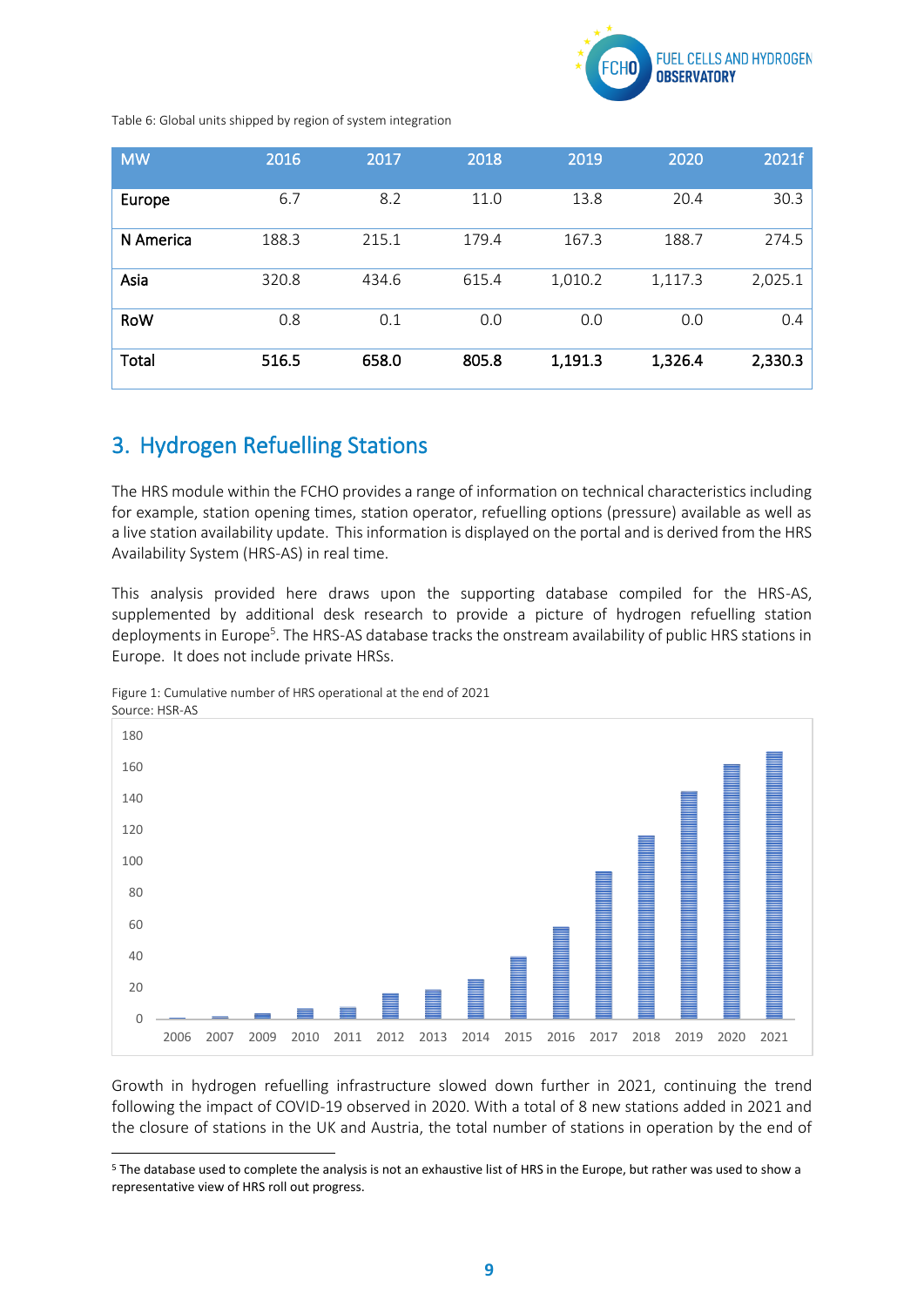Table 6: Global units shipped by region of system integration

| MW | 2016 | 2017 | 2018 | 2019 | 2020 | 2021f |
|---|---|---|---|---|---|---|
| Europe | 6.7 | 8.2 | 11.0 | 13.8 | 20.4 | 30.3 |
| N America | 188.3 | 215.1 | 179.4 | 167.3 | 188.7 | 274.5 |
| Asia | 320.8 | 434.6 | 615.4 | 1,010.2 | 1,117.3 | 2,025.1 |
| RoW | 0.8 | 0.1 | 0.0 | 0.0 | 0.0 | 0.4 |
| **Total** | **516.5** | **658.0** | **805.8** | **1,191.3** | **1,326.4** | **2,330.3** |

## 3. Hydrogen Refuelling Stations

The HRS module within the FCHO provides a range of information on technical characteristics including for example, station opening times, station operator, refuelling options (pressure) available as well as a live station availability update. This information is displayed on the portal and is derived from the HRS Availability System (HRS-AS) in real time.

This analysis provided here draws upon the supporting database compiled for the HRS-AS, supplemented by additional desk research to provide a picture of hydrogen refuelling station deployments in Europe[5]. The HRS-AS database tracks the onstream availability of public HRS stations in Europe. It does not include private HRSs.

Figure 1: Cumulative number of HRS operational at the end of 2021
Source: HSR-AS

Growth in hydrogen refuelling infrastructure slowed down further in 2021, continuing the trend following the impact of COVID-19 observed in 2020. With a total of 8 new stations added in 2021 and the closure of stations in the UK and Austria, the total number of stations in operation by the end of

[5] The database used to complete the analysis is not an exhaustive list of HRS in the Europe, but rather was used to show a representative view of HRS roll out progress.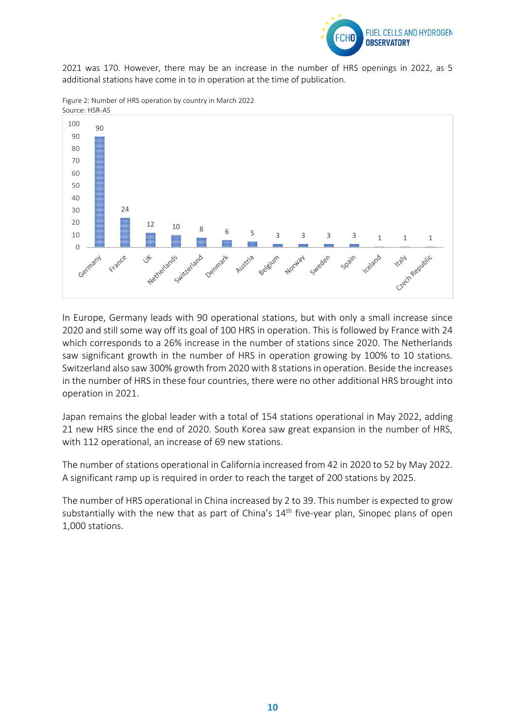2021 was 170. However, there may be an increase in the number of HRS openings in 2022, as 5 additional stations have come in to in operation at the time of publication.

Figure 2: Number of HRS operation by country in March 2022
Source: HSR-AS

| Country | Number of HRS |
|---|---|
| Germany | 90 |
| France | 24 |
| UK | 12 |
| Netherlands | 10 |
| Switzerland | 8 |
| Denmark | 6 |
| Austria | 5 |
| Belgium | 3 |
| Norway | 3 |
| Sweden | 3 |
| Spain | 3 |
| Iceland | 1 |
| Italy | 1 |
| Czech Republic | 1 |

In Europe, Germany leads with 90 operational stations, but with only a small increase since 2020 and still some way off its goal of 100 HRS in operation. This is followed by France with 24 which corresponds to a 26% increase in the number of stations since 2020. The Netherlands saw significant growth in the number of HRS in operation growing by 100% to 10 stations. Switzerland also saw 300% growth from 2020 with 8 stations in operation. Beside the increases in the number of HRS in these four countries, there were no other additional HRS brought into operation in 2021.

Japan remains the global leader with a total of 154 stations operational in May 2022, adding 21 new HRS since the end of 2020. South Korea saw great expansion in the number of HRS, with 112 operational, an increase of 69 new stations.

The number of stations operational in California increased from 42 in 2020 to 52 by May 2022. A significant ramp up is required in order to reach the target of 200 stations by 2025.

The number of HRS operational in China increased by 2 to 39. This number is expected to grow substantially with the new that as part of China's 14th five-year plan, Sinopec plans of open 1,000 stations.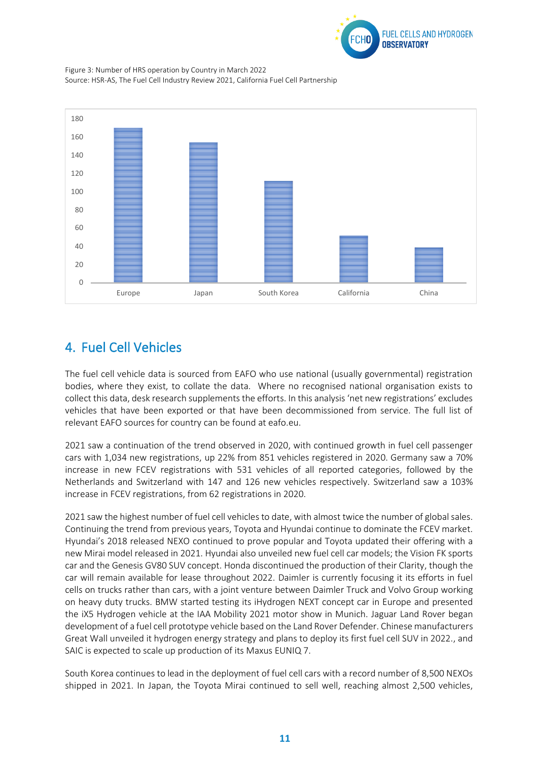Figure 3: Number of HRS operation by Country in March 2022
Source: HSR-AS, The Fuel Cell Industry Review 2021, California Fuel Cell Partnership

## 4. Fuel Cell Vehicles

The fuel cell vehicle data is sourced from EAFO who use national (usually governmental) registration bodies, where they exist, to collate the data. Where no recognised national organisation exists to collect this data, desk research supplements the efforts. In this analysis 'net new registrations' excludes vehicles that have been exported or that have been decommissioned from service. The full list of relevant EAFO sources for country can be found at eafo.eu.

2021 saw a continuation of the trend observed in 2020, with continued growth in fuel cell passenger cars with 1,034 new registrations, up 22% from 851 vehicles registered in 2020. Germany saw a 70% increase in new FCEV registrations with 531 vehicles of all reported categories, followed by the Netherlands and Switzerland with 147 and 126 new vehicles respectively. Switzerland saw a 103% increase in FCEV registrations, from 62 registrations in 2020.

2021 saw the highest number of fuel cell vehicles to date, with almost twice the number of global sales. Continuing the trend from previous years, Toyota and Hyundai continue to dominate the FCEV market. Hyundai's 2018 released NEXO continued to prove popular and Toyota updated their offering with a new Mirai model released in 2021. Hyundai also unveiled new fuel cell car models; the Vision FK sports car and the Genesis GV80 SUV concept. Honda discontinued the production of their Clarity, though the car will remain available for lease throughout 2022. Daimler is currently focusing it its efforts in fuel cells on trucks rather than cars, with a joint venture between Daimler Truck and Volvo Group working on heavy duty trucks. BMW started testing its iHydrogen NEXT concept car in Europe and presented the iX5 Hydrogen vehicle at the IAA Mobility 2021 motor show in Munich. Jaguar Land Rover began development of a fuel cell prototype vehicle based on the Land Rover Defender. Chinese manufacturers Great Wall unveiled it hydrogen energy strategy and plans to deploy its first fuel cell SUV in 2022., and SAIC is expected to scale up production of its Maxus EUNIQ 7.

South Korea continues to lead in the deployment of fuel cell cars with a record number of 8,500 NEXOs shipped in 2021. In Japan, the Toyota Mirai continued to sell well, reaching almost 2,500 vehicles,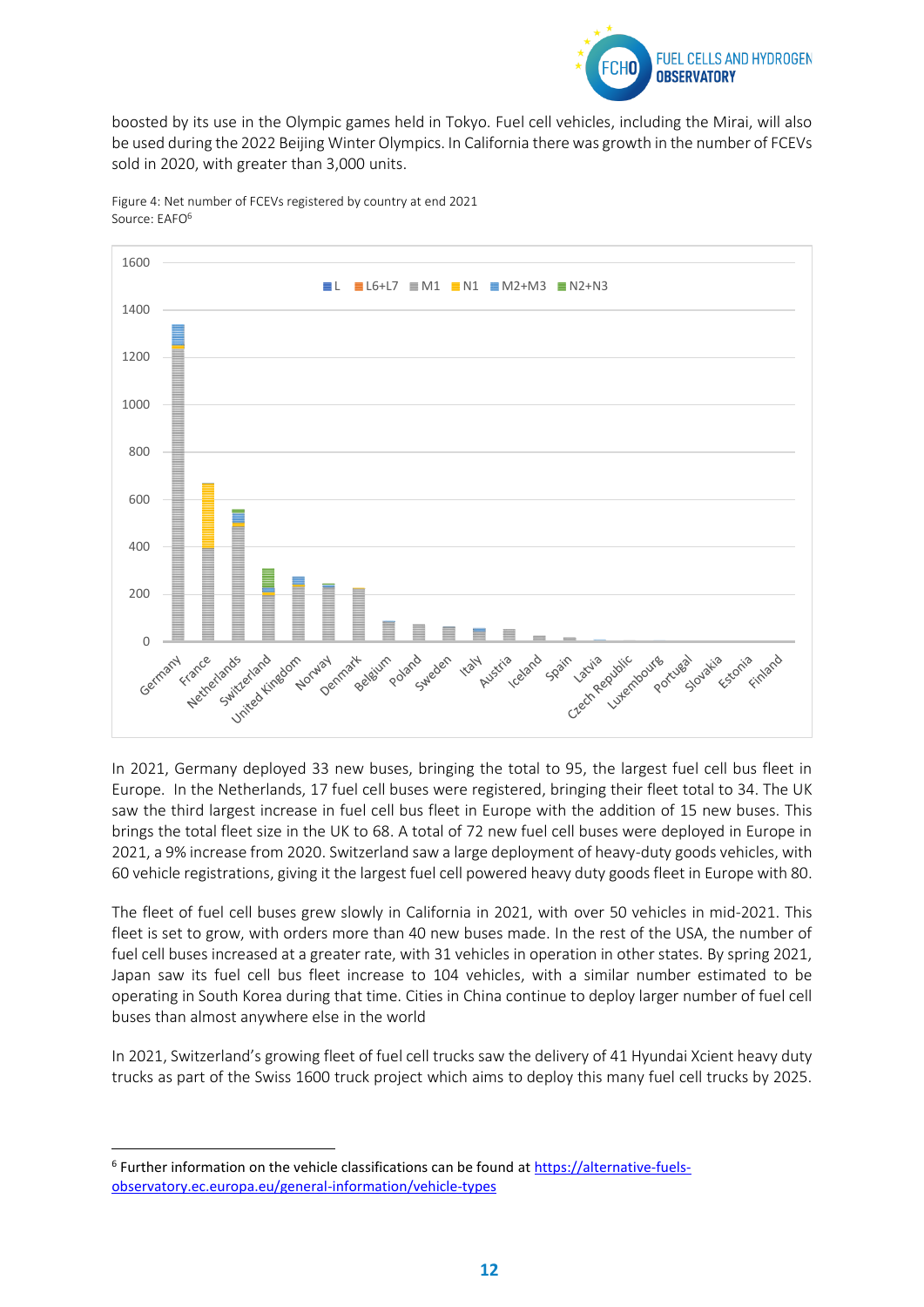boosted by its use in the Olympic games held in Tokyo. Fuel cell vehicles, including the Mirai, will also be used during the 2022 Beijing Winter Olympics. In California there was growth in the number of FCEVs sold in 2020, with greater than 3,000 units.

Figure 4: Net number of FCEVs registered by country at end 2021
Source: EAFO[6]

In 2021, Germany deployed 33 new buses, bringing the total to 95, the largest fuel cell bus fleet in Europe. In the Netherlands, 17 fuel cell buses were registered, bringing their fleet total to 34. The UK saw the third largest increase in fuel cell bus fleet in Europe with the addition of 15 new buses. This brings the total fleet size in the UK to 68. A total of 72 new fuel cell buses were deployed in Europe in 2021, a 9% increase from 2020. Switzerland saw a large deployment of heavy-duty goods vehicles, with 60 vehicle registrations, giving it the largest fuel cell powered heavy duty goods fleet in Europe with 80.

The fleet of fuel cell buses grew slowly in California in 2021, with over 50 vehicles in mid-2021. This fleet is set to grow, with orders more than 40 new buses made. In the rest of the USA, the number of fuel cell buses increased at a greater rate, with 31 vehicles in operation in other states. By spring 2021, Japan saw its fuel cell bus fleet increase to 104 vehicles, with a similar number estimated to be operating in South Korea during that time. Cities in China continue to deploy larger number of fuel cell buses than almost anywhere else in the world

In 2021, Switzerland's growing fleet of fuel cell trucks saw the delivery of 41 Hyundai Xcient heavy duty trucks as part of the Swiss 1600 truck project which aims to deploy this many fuel cell trucks by 2025.

[6] Further information on the vehicle classifications can be found at https://alternative-fuels-observatory.ec.europa.eu/general-information/vehicle-types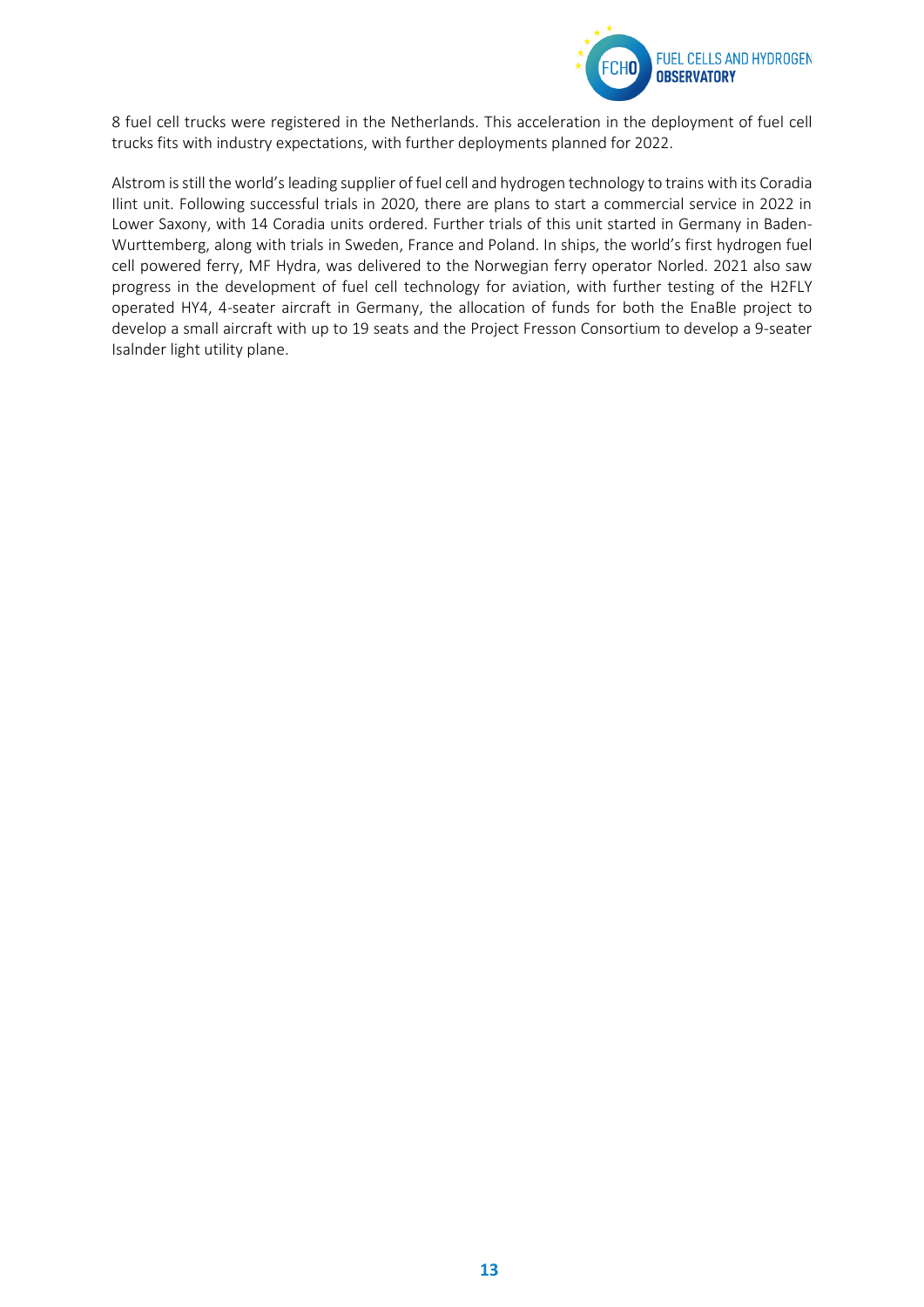8 fuel cell trucks were registered in the Netherlands. This acceleration in the deployment of fuel cell trucks fits with industry expectations, with further deployments planned for 2022.

Alstrom is still the world's leading supplier of fuel cell and hydrogen technology to trains with its Coradia Ilint unit. Following successful trials in 2020, there are plans to start a commercial service in 2022 in Lower Saxony, with 14 Coradia units ordered. Further trials of this unit started in Germany in Baden-Wurttemberg, along with trials in Sweden, France and Poland. In ships, the world's first hydrogen fuel cell powered ferry, MF Hydra, was delivered to the Norwegian ferry operator Norled. 2021 also saw progress in the development of fuel cell technology for aviation, with further testing of the H2FLY operated HY4, 4-seater aircraft in Germany, the allocation of funds for both the EnaBle project to develop a small aircraft with up to 19 seats and the Project Fresson Consortium to develop a 9-seater Isalnder light utility plane.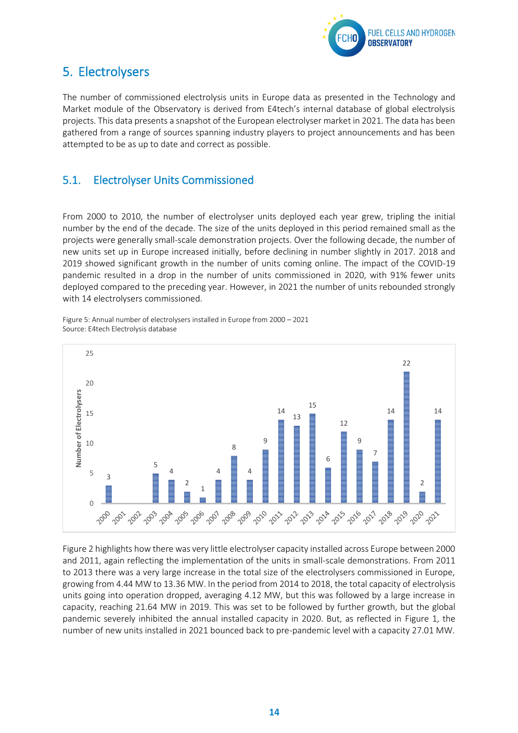# 5. Electrolysers

The number of commissioned electrolysis units in Europe data as presented in the Technology and Market module of the Observatory is derived from E4tech's internal database of global electrolysis projects. This data presents a snapshot of the European electrolyser market in 2021. The data has been gathered from a range of sources spanning industry players to project announcements and has been attempted to be as up to date and correct as possible.

## 5.1. Electrolyser Units Commissioned

From 2000 to 2010, the number of electrolyser units deployed each year grew, tripling the initial number by the end of the decade. The size of the units deployed in this period remained small as the projects were generally small-scale demonstration projects. Over the following decade, the number of new units set up in Europe increased initially, before declining in number slightly in 2017. 2018 and 2019 showed significant growth in the number of units coming online. The impact of the COVID-19 pandemic resulted in a drop in the number of units commissioned in 2020, with 91% fewer units deployed compared to the preceding year. However, in 2021 the number of units rebounded strongly with 14 electrolysers commissioned.

Figure 5: Annual number of electrolysers installed in Europe from 2000 – 2021
Source: E4tech Electrolysis database

| Year | Number of Electrolysers |
|---|---|
| 2000 | 3 |
| 2001 | |
| 2002 | |
| 2003 | 5 |
| 2004 | 4 |
| 2005 | 2 |
| 2006 | 1 |
| 2007 | 4 |
| 2008 | 8 |
| 2009 | 4 |
| 2010 | 9 |
| 2011 | 14 |
| 2012 | 13 |
| 2013 | 15 |
| 2014 | 6 |
| 2015 | 12 |
| 2016 | 9 |
| 2017 | 7 |
| 2018 | 14 |
| 2019 | 22 |
| 2020 | 2 |
| 2021 | 14 |

Figure 2 highlights how there was very little electrolyser capacity installed across Europe between 2000 and 2011, again reflecting the implementation of the units in small-scale demonstrations. From 2011 to 2013 there was a very large increase in the total size of the electrolysers commissioned in Europe, growing from 4.44 MW to 13.36 MW. In the period from 2014 to 2018, the total capacity of electrolysis units going into operation dropped, averaging 4.12 MW, but this was followed by a large increase in capacity, reaching 21.64 MW in 2019. This was set to be followed by further growth, but the global pandemic severely inhibited the annual installed capacity in 2020. But, as reflected in Figure 1, the number of new units installed in 2021 bounced back to pre-pandemic level with a capacity 27.01 MW.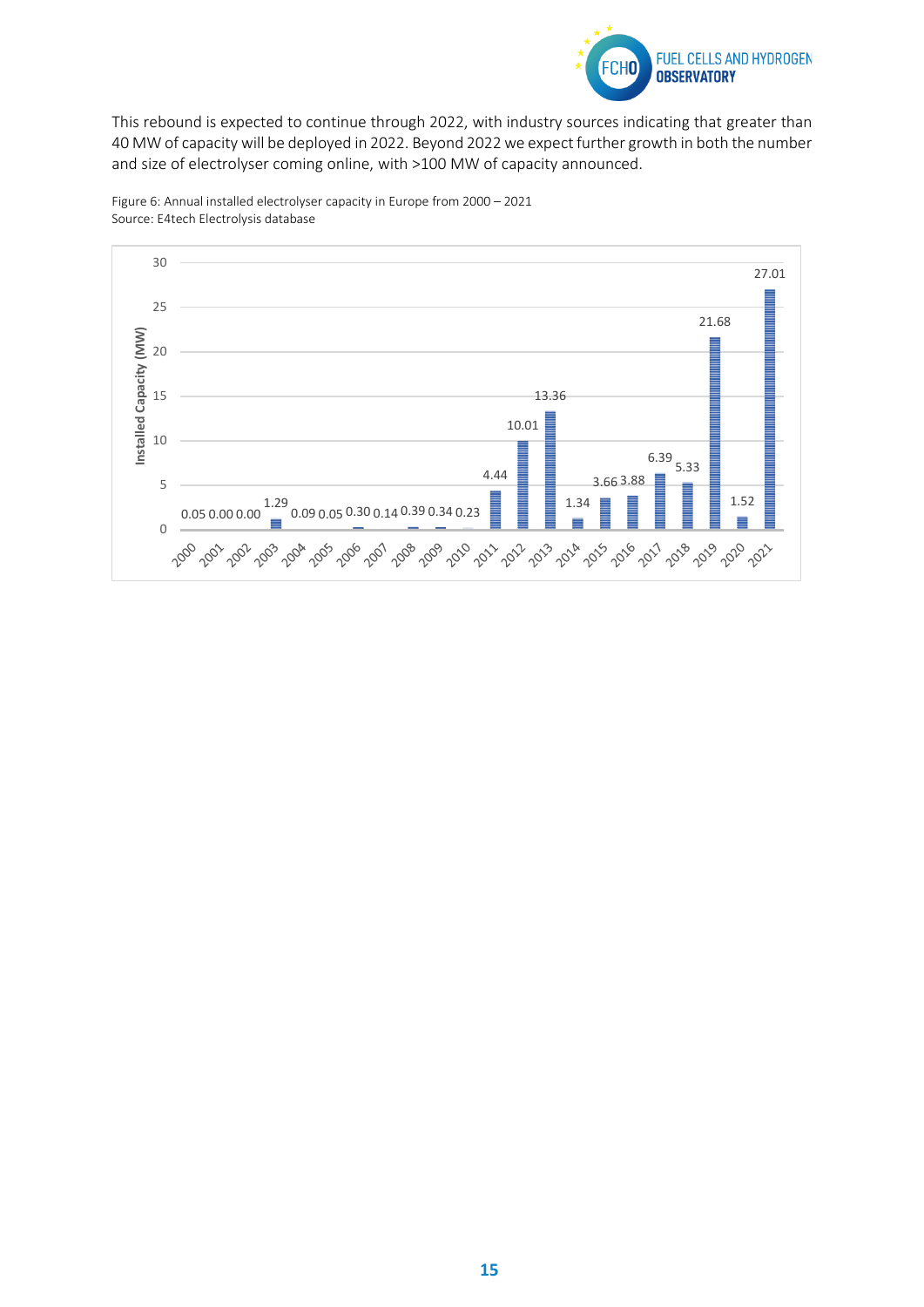This rebound is expected to continue through 2022, with industry sources indicating that greater than 40 MW of capacity will be deployed in 2022. Beyond 2022 we expect further growth in both the number and size of electrolyser coming online, with >100 MW of capacity announced.

Figure 6: Annual installed electrolyser capacity in Europe from 2000 – 2021
Source: E4tech Electrolysis database

| Year | Installed Capacity (MW) |
|---|---|
| 2000 | 0.05 |
| 2001 | 0.00 |
| 2002 | 0.00 |
| 2003 | 1.29 |
| 2004 | 0.09 |
| 2005 | 0.05 |
| 2006 | 0.30 |
| 2007 | 0.14 |
| 2008 | 0.39 |
| 2009 | 0.34 |
| 2010 | 0.23 |
| 2011 | 4.44 |
| 2012 | 10.01 |
| 2013 | 13.36 |
| 2014 | 1.34 |
| 2015 | 3.66 |
| 2016 | 3.88 |
| 2017 | 6.39 |
| 2018 | 5.33 |
| 2019 | 21.68 |
| 2020 | 1.52 |
| 2021 | 27.01 |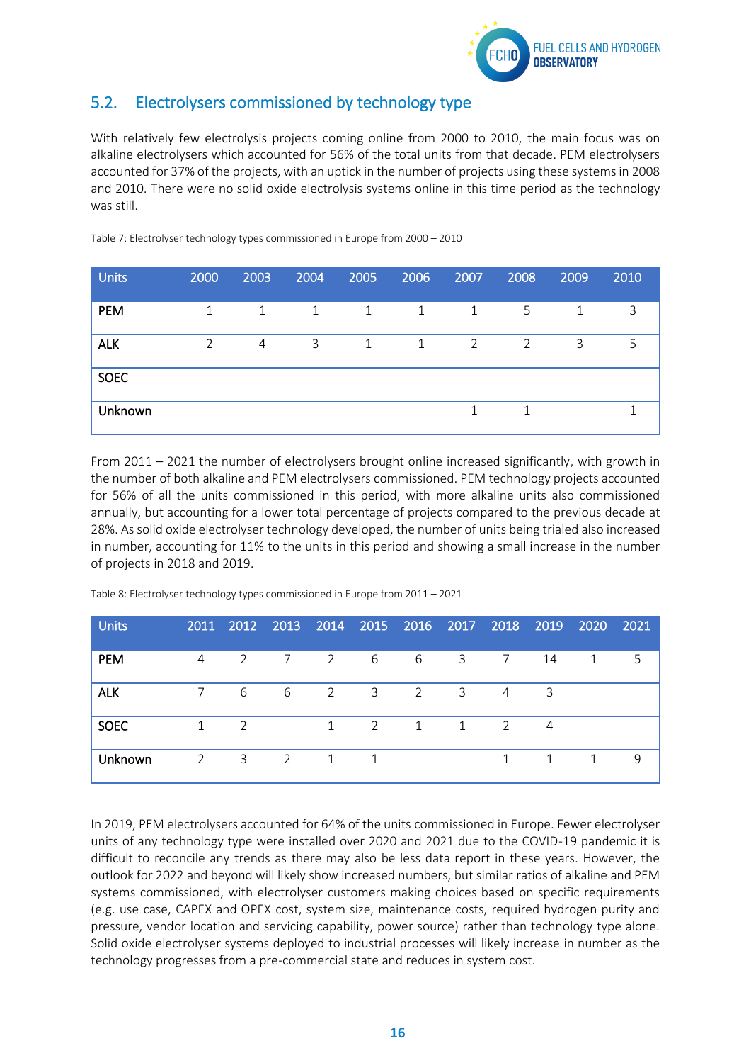## 5.2. Electrolysers commissioned by technology type

With relatively few electrolysis projects coming online from 2000 to 2010, the main focus was on alkaline electrolysers which accounted for 56% of the total units from that decade. PEM electrolysers accounted for 37% of the projects, with an uptick in the number of projects using these systems in 2008 and 2010. There were no solid oxide electrolysis systems online in this time period as the technology was still.

Table 7: Electrolyser technology types commissioned in Europe from 2000 – 2010

| Units | 2000 | 2003 | 2004 | 2005 | 2006 | 2007 | 2008 | 2009 | 2010 |
|---|---|---|---|---|---|---|---|---|---|
| PEM | 1 | 1 | 1 | 1 | 1 | 1 | 5 | 1 | 3 |
| ALK | 2 | 4 | 3 | 1 | 1 | 2 | 2 | 3 | 5 |
| SOEC | | | | | | | | | |
| Unknown | | | | | | 1 | 1 | | 1 |

From 2011 – 2021 the number of electrolysers brought online increased significantly, with growth in the number of both alkaline and PEM electrolysers commissioned. PEM technology projects accounted for 56% of all the units commissioned in this period, with more alkaline units also commissioned annually, but accounting for a lower total percentage of projects compared to the previous decade at 28%. As solid oxide electrolyser technology developed, the number of units being trialed also increased in number, accounting for 11% to the units in this period and showing a small increase in the number of projects in 2018 and 2019.

Table 8: Electrolyser technology types commissioned in Europe from 2011 – 2021

| Units | 2011 | 2012 | 2013 | 2014 | 2015 | 2016 | 2017 | 2018 | 2019 | 2020 | 2021 |
|---|---|---|---|---|---|---|---|---|---|---|---|
| PEM | 4 | 2 | 7 | 2 | 6 | 6 | 3 | 7 | 14 | 1 | 5 |
| ALK | 7 | 6 | 6 | 2 | 3 | 2 | 3 | 4 | 3 | | |
| SOEC | 1 | 2 | | 1 | 2 | 1 | 1 | 2 | 4 | | |
| Unknown | 2 | 3 | 2 | 1 | 1 | | | 1 | 1 | 1 | 9 |

In 2019, PEM electrolysers accounted for 64% of the units commissioned in Europe. Fewer electrolyser units of any technology type were installed over 2020 and 2021 due to the COVID-19 pandemic it is difficult to reconcile any trends as there may also be less data report in these years. However, the outlook for 2022 and beyond will likely show increased numbers, but similar ratios of alkaline and PEM systems commissioned, with electrolyser customers making choices based on specific requirements (e.g. use case, CAPEX and OPEX cost, system size, maintenance costs, required hydrogen purity and pressure, vendor location and servicing capability, power source) rather than technology type alone. Solid oxide electrolyser systems deployed to industrial processes will likely increase in number as the technology progresses from a pre-commercial state and reduces in system cost.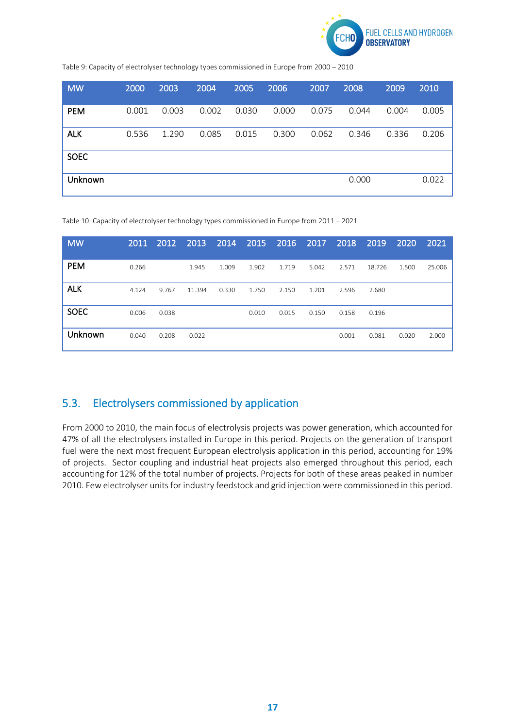Table 9: Capacity of electrolyser technology types commissioned in Europe from 2000 – 2010

| MW | 2000 | 2003 | 2004 | 2005 | 2006 | 2007 | 2008 | 2009 | 2010 |
|---|---|---|---|---|---|---|---|---|---|
| PEM | 0.001 | 0.003 | 0.002 | 0.030 | 0.000 | 0.075 | 0.044 | 0.004 | 0.005 |
| ALK | 0.536 | 1.290 | 0.085 | 0.015 | 0.300 | 0.062 | 0.346 | 0.336 | 0.206 |
| SOEC | | | | | | | | | |
| Unknown | | | | | | | 0.000 | | 0.022 |

Table 10: Capacity of electrolyser technology types commissioned in Europe from 2011 – 2021

| MW | 2011 | 2012 | 2013 | 2014 | 2015 | 2016 | 2017 | 2018 | 2019 | 2020 | 2021 |
|---|---|---|---|---|---|---|---|---|---|---|---|
| PEM | 0.266 | | 1.945 | 1.009 | 1.902 | 1.719 | 5.042 | 2.571 | 18.726 | 1.500 | 25.006 |
| ALK | 4.124 | 9.767 | 11.394 | 0.330 | 1.750 | 2.150 | 1.201 | 2.596 | 2.680 | | |
| SOEC | 0.006 | 0.038 | | | 0.010 | 0.015 | 0.150 | 0.158 | 0.196 | | |
| Unknown | 0.040 | 0.208 | 0.022 | | | | | 0.001 | 0.081 | 0.020 | 2.000 |

## 5.3. Electrolysers commissioned by application

From 2000 to 2010, the main focus of electrolysis projects was power generation, which accounted for 47% of all the electrolysers installed in Europe in this period. Projects on the generation of transport fuel were the next most frequent European electrolysis application in this period, accounting for 19% of projects. Sector coupling and industrial heat projects also emerged throughout this period, each accounting for 12% of the total number of projects. Projects for both of these areas peaked in number 2010. Few electrolyser units for industry feedstock and grid injection were commissioned in this period.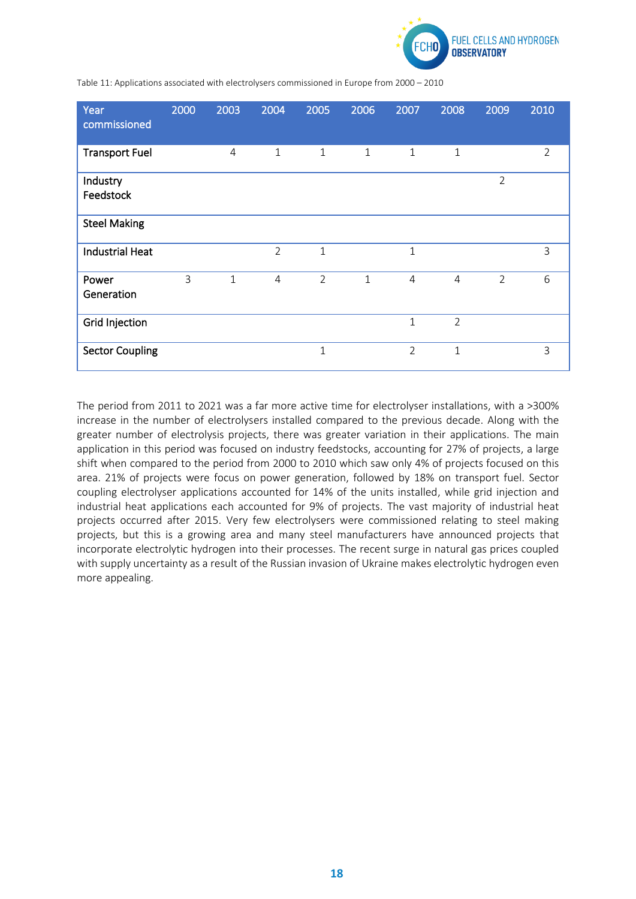Table 11: Applications associated with electrolysers commissioned in Europe from 2000 – 2010

| Year commissioned | 2000 | 2003 | 2004 | 2005 | 2006 | 2007 | 2008 | 2009 | 2010 |
|---|---|---|---|---|---|---|---|---|---|
| Transport Fuel | | 4 | 1 | 1 | 1 | 1 | 1 | | 2 |
| Industry Feedstock | | | | | | | | 2 | |
| Steel Making | | | | | | | | | |
| Industrial Heat | | | 2 | 1 | | 1 | | | 3 |
| Power Generation | 3 | 1 | 4 | 2 | 1 | 4 | 4 | 2 | 6 |
| Grid Injection | | | | | | 1 | 2 | | |
| Sector Coupling | | | | 1 | | 2 | 1 | | 3 |

The period from 2011 to 2021 was a far more active time for electrolyser installations, with a >300% increase in the number of electrolysers installed compared to the previous decade. Along with the greater number of electrolysis projects, there was greater variation in their applications. The main application in this period was focused on industry feedstocks, accounting for 27% of projects, a large shift when compared to the period from 2000 to 2010 which saw only 4% of projects focused on this area. 21% of projects were focus on power generation, followed by 18% on transport fuel. Sector coupling electrolyser applications accounted for 14% of the units installed, while grid injection and industrial heat applications each accounted for 9% of projects. The vast majority of industrial heat projects occurred after 2015. Very few electrolysers were commissioned relating to steel making projects, but this is a growing area and many steel manufacturers have announced projects that incorporate electrolytic hydrogen into their processes. The recent surge in natural gas prices coupled with supply uncertainty as a result of the Russian invasion of Ukraine makes electrolytic hydrogen even more appealing.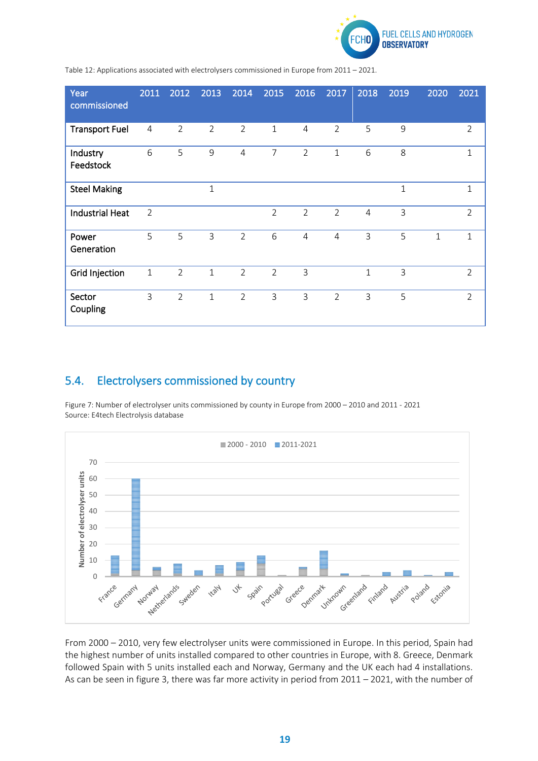Table 12: Applications associated with electrolysers commissioned in Europe from 2011 – 2021.

| Year commissioned | 2011 | 2012 | 2013 | 2014 | 2015 | 2016 | 2017 | 2018 | 2019 | 2020 | 2021 |
|---|---|---|---|---|---|---|---|---|---|---|---|
| Transport Fuel | 4 | 2 | 2 | 2 | 1 | 4 | 2 | 5 | 9 | | 2 |
| Industry Feedstock | 6 | 5 | 9 | 4 | 7 | 2 | 1 | 6 | 8 | | 1 |
| Steel Making | | | 1 | | | | | | 1 | | 1 |
| Industrial Heat | 2 | | | | 2 | 2 | 2 | 4 | 3 | | 2 |
| Power Generation | 5 | 5 | 3 | 2 | 6 | 4 | 4 | 3 | 5 | 1 | 1 |
| Grid Injection | 1 | 2 | 1 | 2 | 2 | 3 | | 1 | 3 | | 2 |
| Sector Coupling | 3 | 2 | 1 | 2 | 3 | 3 | 2 | 3 | 5 | | 2 |

## 5.4. Electrolysers commissioned by country

Figure 7: Number of electrolyser units commissioned by county in Europe from 2000 – 2010 and 2011 - 2021
Source: E4tech Electrolysis database

From 2000 – 2010, very few electrolyser units were commissioned in Europe. In this period, Spain had the highest number of units installed compared to other countries in Europe, with 8. Greece, Denmark followed Spain with 5 units installed each and Norway, Germany and the UK each had 4 installations. As can be seen in figure 3, there was far more activity in period from 2011 – 2021, with the number of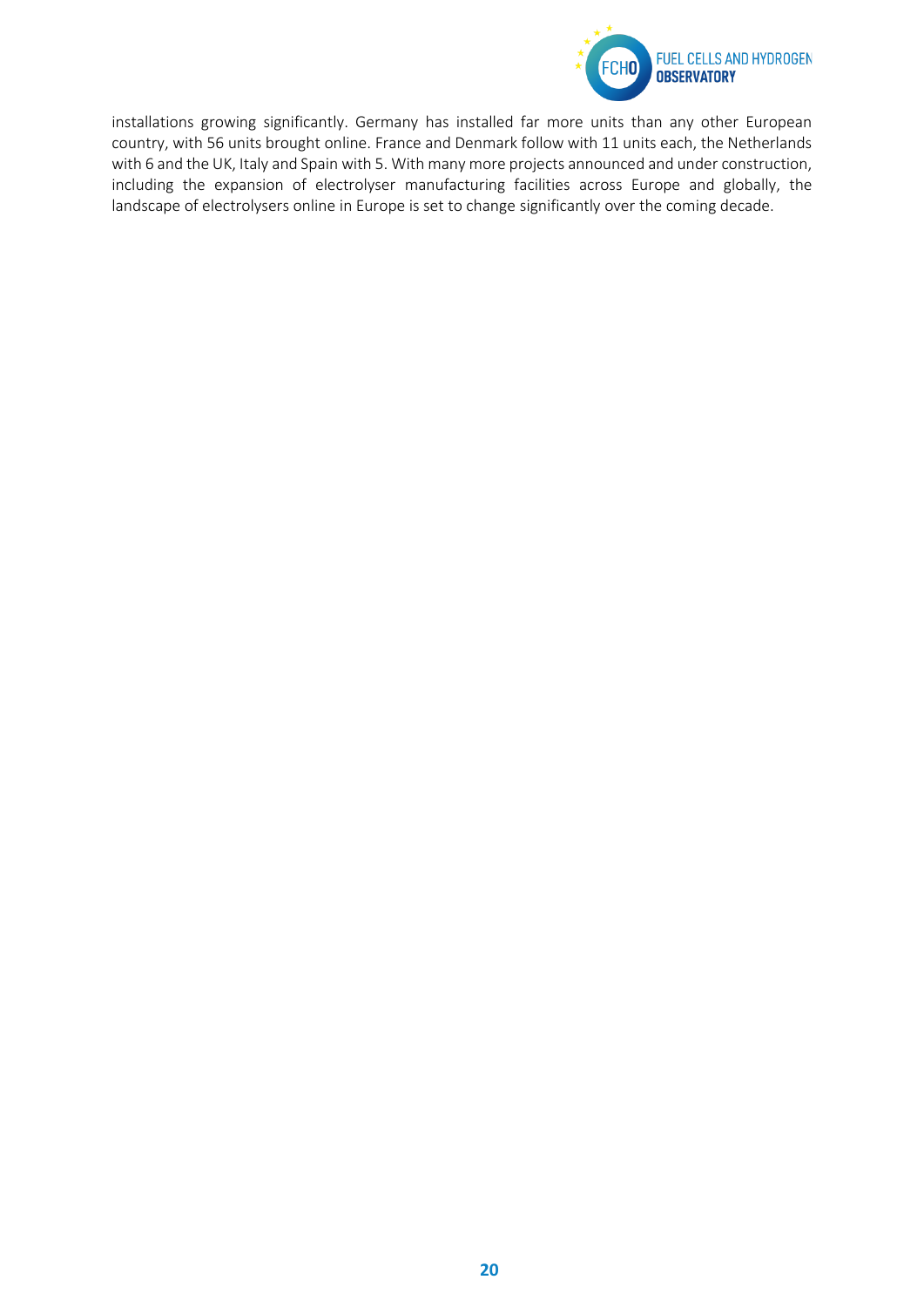installations growing significantly. Germany has installed far more units than any other European country, with 56 units brought online. France and Denmark follow with 11 units each, the Netherlands with 6 and the UK, Italy and Spain with 5. With many more projects announced and under construction, including the expansion of electrolyser manufacturing facilities across Europe and globally, the landscape of electrolysers online in Europe is set to change significantly over the coming decade.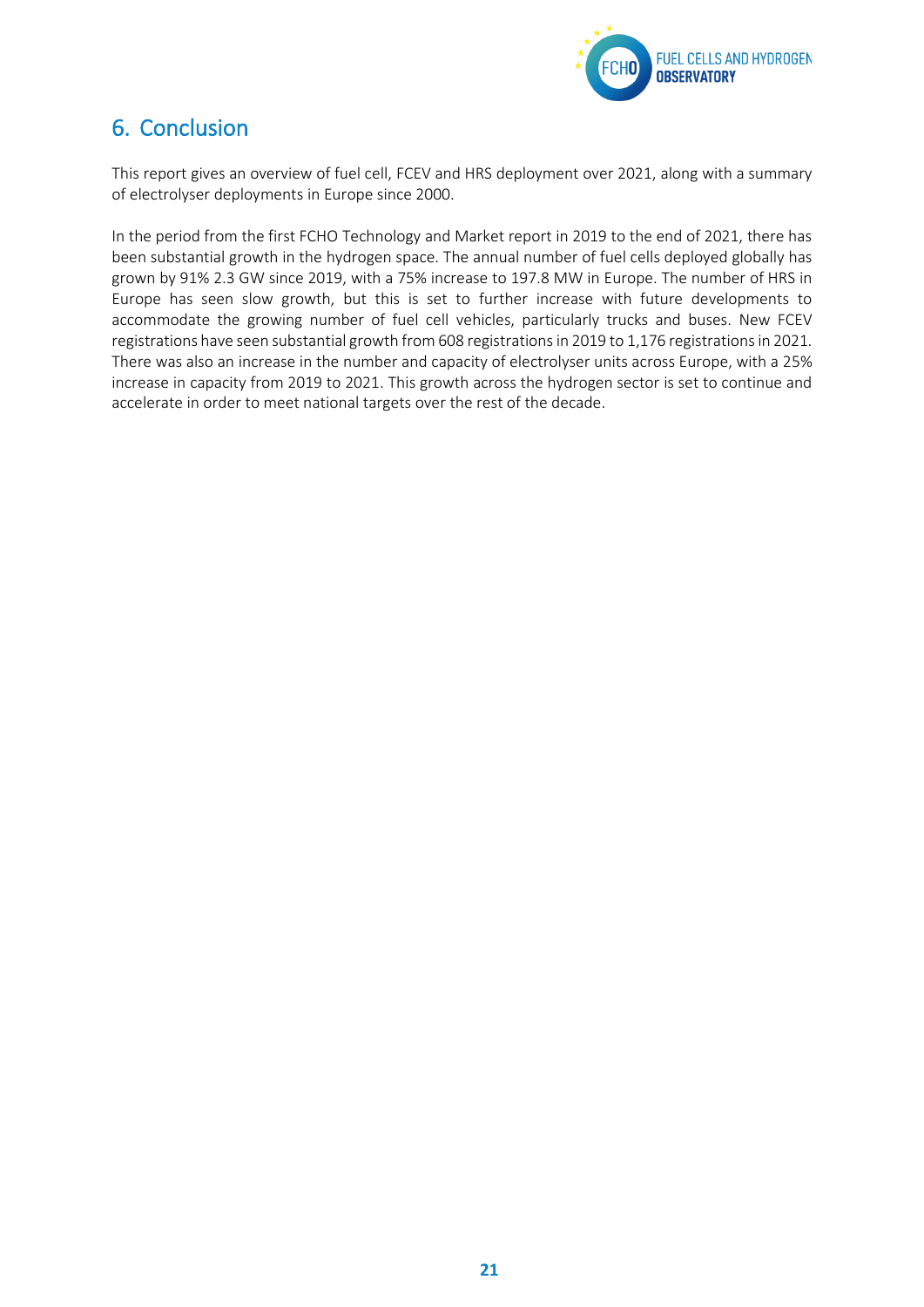## 6. Conclusion

This report gives an overview of fuel cell, FCEV and HRS deployment over 2021, along with a summary of electrolyser deployments in Europe since 2000.

In the period from the first FCHO Technology and Market report in 2019 to the end of 2021, there has been substantial growth in the hydrogen space. The annual number of fuel cells deployed globally has grown by 91% 2.3 GW since 2019, with a 75% increase to 197.8 MW in Europe. The number of HRS in Europe has seen slow growth, but this is set to further increase with future developments to accommodate the growing number of fuel cell vehicles, particularly trucks and buses. New FCEV registrations have seen substantial growth from 608 registrations in 2019 to 1,176 registrations in 2021. There was also an increase in the number and capacity of electrolyser units across Europe, with a 25% increase in capacity from 2019 to 2021. This growth across the hydrogen sector is set to continue and accelerate in order to meet national targets over the rest of the decade.